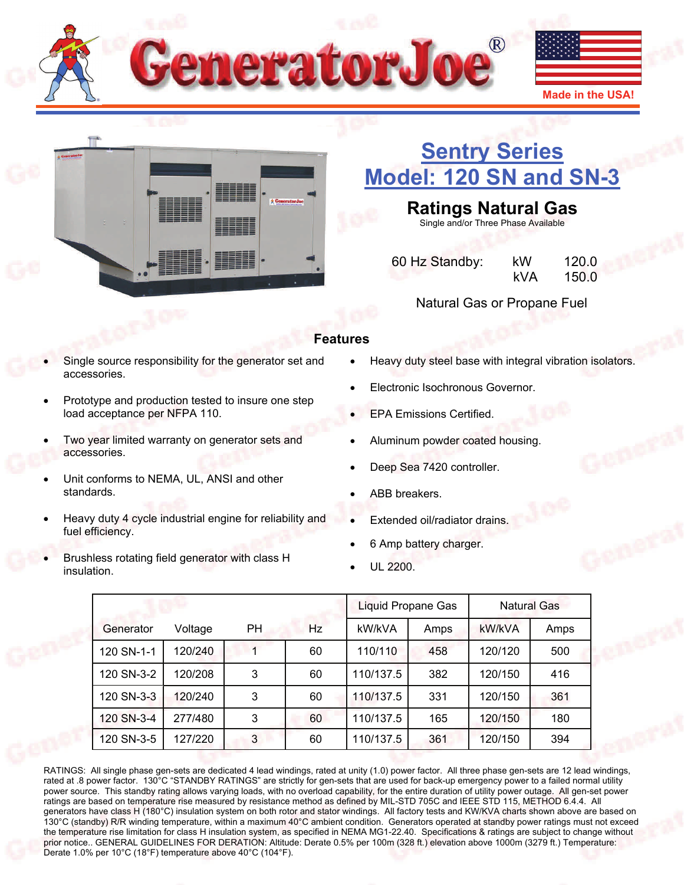# GeneratorJoe®

Made in the USA!

## Sentry Series
## Model: 120 SN and SN-3

### Ratings Natural Gas

Single and/or Three Phase Available

| 60 Hz Standby: | kW | 120.0 |
|---|---|---|
| | kVA | 150.0 |

Natural Gas or Propane Fuel

### Features

- Single source responsibility for the generator set and accessories.
- Prototype and production tested to insure one step load acceptance per NFPA 110.
- Two year limited warranty on generator sets and accessories.
- Unit conforms to NEMA, UL, ANSI and other standards.
- Heavy duty 4 cycle industrial engine for reliability and fuel efficiency.
- Brushless rotating field generator with class H insulation.
- Heavy duty steel base with integral vibration isolators.
- Electronic Isochronous Governor.
- EPA Emissions Certified.
- Aluminum powder coated housing.
- Deep Sea 7420 controller.
- ABB breakers.
- Extended oil/radiator drains.
- 6 Amp battery charger.
- UL 2200.

| | | | | Liquid Propane Gas | | Natural Gas | |
|---|---|---|---|---|---|---|---|
| Generator | Voltage | PH | Hz | kW/kVA | Amps | kW/kVA | Amps |
| 120 SN-1-1 | 120/240 | 1 | 60 | 110/110 | 458 | 120/120 | 500 |
| 120 SN-3-2 | 120/208 | 3 | 60 | 110/137.5 | 382 | 120/150 | 416 |
| 120 SN-3-3 | 120/240 | 3 | 60 | 110/137.5 | 331 | 120/150 | 361 |
| 120 SN-3-4 | 277/480 | 3 | 60 | 110/137.5 | 165 | 120/150 | 180 |
| 120 SN-3-5 | 127/220 | 3 | 60 | 110/137.5 | 361 | 120/150 | 394 |

RATINGS: All single phase gen-sets are dedicated 4 lead windings, rated at unity (1.0) power factor. All three phase gen-sets are 12 lead windings, rated at .8 power factor. 130°C "STANDBY RATINGS" are strictly for gen-sets that are used for back-up emergency power to a failed normal utility power source. This standby rating allows varying loads, with no overload capability, for the entire duration of utility power outage. All gen-set power ratings are based on temperature rise measured by resistance method as defined by MIL-STD 705C and IEEE STD 115, METHOD 6.4.4. All generators have class H (180°C) insulation system on both rotor and stator windings. All factory tests and KW/KVA charts shown above are based on 130°C (standby) R/R winding temperature, within a maximum 40°C ambient condition. Generators operated at standby power ratings must not exceed the temperature rise limitation for class H insulation system, as specified in NEMA MG1-22.40. Specifications & ratings are subject to change without prior notice.. GENERAL GUIDELINES FOR DERATION: Altitude: Derate 0.5% per 100m (328 ft.) elevation above 1000m (3279 ft.) Temperature: Derate 1.0% per 10°C (18°F) temperature above 40°C (104°F).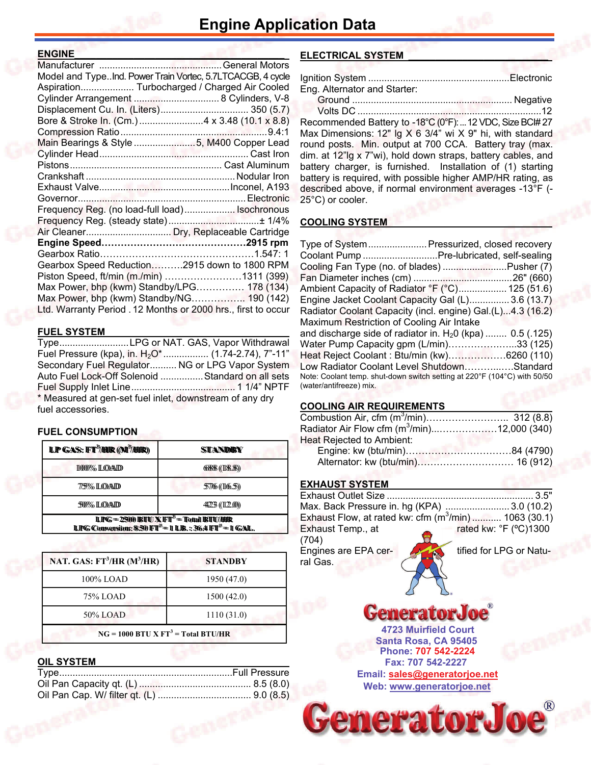# Engine Application Data

## ENGINE

Manufacturer .............................................. General Motors
Model and Type..Ind. Power Train Vortec, 5.7LTCACGB, 4 cycle
Aspiration.................... Turbocharged / Charged Air Cooled
Cylinder Arrangement ................................ 8 Cylinders, V-8
Displacement Cu. In. (Liters)................................. 350 (5.7)
Bore & Stroke In. (Cm.)........................4 x 3.48 (10.1 x 8.8)
Compression Ratio.......................................................9.4:1
Main Bearings & Style .......................5, M400 Copper Lead
Cylinder Head........................................................ Cast Iron
Pistons......................................................... Cast Aluminum
Crankshaft ........................................................ Nodular Iron
Exhaust Valve.................................................Inconel, A193
Governor............................................................... Electronic
Frequency Reg. (no load-full load)................... Isochronous
Frequency Reg. (steady state)..................................± 1/4%
Air Cleaner................................ Dry, Replaceable Cartridge
**Engine Speed……………………………………….2915 rpm**
Gearbox Ratio…………………………………………1.547: 1
Gearbox Speed Reduction……….2915 down to 1800 RPM
Piston Speed, ft/min (m./min) ……………………1311 (399)
Max Power, bhp (kwm) Standby/LPG…………… 178 (134)
Max Power, bhp (kwm) Standby/NG…………….. 190 (142)
Ltd. Warranty Period . 12 Months or 2000 hrs., first to occur

## FUEL SYSTEM

Type..........................LPG or NAT. GAS, Vapor Withdrawal
Fuel Pressure (kpa), in. $H_2O$* ................. (1.74-2.74), 7”-11”
Secondary Fuel Regulator.......... NG or LPG Vapor System
Auto Fuel Lock-Off Solenoid ................Standard on all sets
Fuel Supply Inlet Line....................................... 1 1/4” NPTF
* Measured at gen-set fuel inlet, downstream of any dry fuel accessories.

## FUEL CONSUMPTION

| LP GAS: FT³/HR (M³/HR) | STANDBY |
|---|---|
| 100% LOAD | 688 (18.8) |
| 75% LOAD | 576 (16.5) |
| 50% LOAD | 423 (12.0) |
| LPG = 2500 BTU X FT³ = Total BTU/HR LPG Conversion: 8.50 FT³ = 1 LB.: 36.4 FT³ = 1 GAL. | |

| NAT. GAS: FT³/HR (M³/HR) | STANDBY |
|---|---|
| 100% LOAD | 1950 (47.0) |
| 75% LOAD | 1500 (42.0) |
| 50% LOAD | 1110 (31.0) |
| NG = 1000 BTU X FT³ = Total BTU/HR | |

## OIL SYSTEM

Type................................................................Full Pressure
Oil Pan Capacity qt. (L).......................................... 8.5 (8.0)
Oil Pan Cap. W/ filter qt. (L) .................................. 9.0 (8.5)

## ELECTRICAL SYSTEM

Ignition System ....................................................Electronic
Eng. Alternator and Starter:
Ground ........................................................... Negative
Volts DC .....................................................................12
Recommended Battery to -18°C (0°F):... 12 VDC, Size BCI# 27 Max Dimensions: 12" lg X 6 3/4" wi X 9" hi, with standard round posts. Min. output at 700 CCA. Battery tray (max. dim. at 12”lg x 7”wi), hold down straps, battery cables, and battery charger, is furnished. Installation of (1) starting battery is required, with possible higher AMP/HR rating, as described above, if normal environment averages -13°F (-25°C) or cooler.

## COOLING SYSTEM

Type of System...................... Pressurized, closed recovery
Coolant Pump ............................Pre-lubricated, self-sealing
Cooling Fan Type (no. of blades) ........................Pusher (7)
Fan Diameter inches (cm) .....................................26" (660)
Ambient Capacity of Radiator °F (°C).................. 125 (51.6)
Engine Jacket Coolant Capacity Gal (L)............... 3.6 (13.7)
Radiator Coolant Capacity (incl. engine) Gal.(L)...4.3 (16.2)
Maximum Restriction of Cooling Air Intake and discharge side of radiator in. $H_2O$ (kpa) ........ 0.5 (.125)
Water Pump Capacity gpm (L/min)…………………..33 (125)
Heat Reject Coolant : Btu/min (kw)………………6260 (110)
Low Radiator Coolant Level Shutdown……….……Standard
Note: Coolant temp. shut-down switch setting at 220°F (104°C) with 50/50 (water/antifreeze) mix.

## COOLING AIR REQUIREMENTS

Combustion Air, cfm ($m^3$/min)…………………….. 312 (8.8)
Radiator Air Flow cfm ($m^3$/min)...………………12,000 (340)
Heat Rejected to Ambient:
Engine: kw (btu/min)……………………………84 (4790)
Alternator: kw (btu/min)………………………… 16 (912)

## EXHAUST SYSTEM

Exhaust Outlet Size ...................................................... 3.5"
Max. Back Pressure in. hg (KPA) ....................... 3.0 (10.2)
Exhaust Flow, at rated kw: cfm ($m^3$/min) .......... 1063 (30.1)
Exhaust Temp., at rated kw: °F (ºC)1300 (704)
Engines are EPA certified for LPG or Natural Gas.

GeneratorJoe®
4723 Muirfield Court
Santa Rosa, CA 95405
Phone: 707 542-2224
Fax: 707 542-2227
Email: sales@generatorjoe.net
Web: www.generatorjoe.net

GeneratorJoe®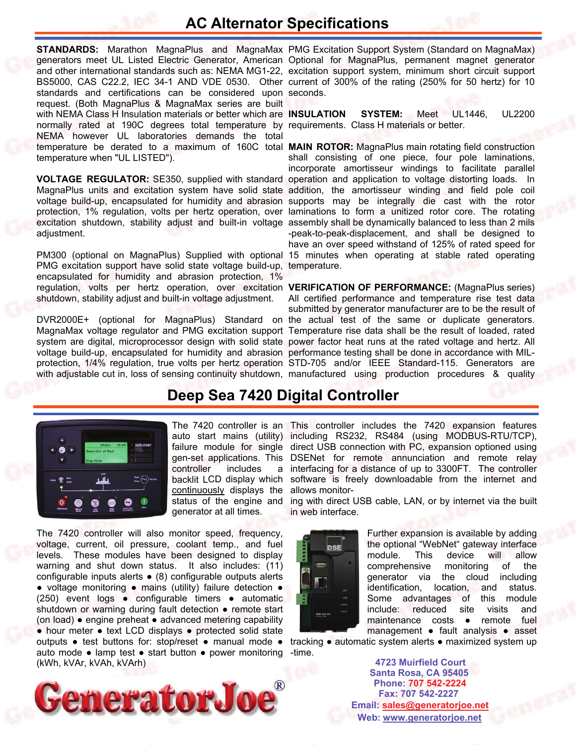# AC Alternator Specifications

**STANDARDS:** Marathon MagnaPlus and MagnaMax generators meet UL Listed Electric Generator, American and other international standards such as: NEMA MG1-22, BS5000, CAS C22.2, IEC 34-1 AND VDE 0530. Other standards and certifications can be considered upon request. (Both MagnaPlus & MagnaMax series are built with NEMA Class H Insulation materials or better which are normally rated at 190C degrees total temperature by NEMA however UL laboratories demands the total temperature be derated to a maximum of 160C total temperature when "UL LISTED").

**VOLTAGE REGULATOR:** SE350, supplied with standard MagnaPlus units and excitation system have solid state voltage build-up, encapsulated for humidity and abrasion protection, 1% regulation, volts per hertz operation, over excitation shutdown, stability adjust and built-in voltage adjustment.

PM300 (optional on MagnaPlus) Supplied with optional PMG excitation support have solid state voltage build-up, encapsulated for humidity and abrasion protection, 1% regulation, volts per hertz operation, over excitation shutdown, stability adjust and built-in voltage adjustment.

DVR2000E+ (optional for MagnaPlus) Standard on MagnaMax voltage regulator and PMG excitation support system are digital, microprocessor design with solid state voltage build-up, encapsulated for humidity and abrasion protection, 1/4% regulation, true volts per hertz operation with adjustable cut in, loss of sensing continuity shutdown, PMG Excitation Support System (Standard on MagnaMax) Optional for MagnaPlus, permanent magnet generator excitation support system, minimum short circuit support current of 300% of the rating (250% for 50 hertz) for 10 seconds.

**INSULATION SYSTEM:** Meet UL1446, UL2200 requirements. Class H materials or better.

**MAIN ROTOR:** MagnaPlus main rotating field construction shall consisting of one piece, four pole laminations, incorporate amortisseur windings to facilitate parallel operation and application to voltage distorting loads. In addition, the amortisseur winding and field pole coil supports may be integrally die cast with the rotor laminations to form a unitized rotor core. The rotating assembly shall be dynamically balanced to less than 2 mils -peak-to-peak-displacement, and shall be designed to have an over speed withstand of 125% of rated speed for 15 minutes when operating at stable rated operating temperature.

**VERIFICATION OF PERFORMANCE:** (MagnaPlus series) All certified performance and temperature rise test data submitted by generator manufacturer are to be the result of the actual test of the same or duplicate generators. Temperature rise data shall be the result of loaded, rated power factor heat runs at the rated voltage and hertz. All performance testing shall be done in accordance with MIL-STD-705 and/or IEEE Standard-115. Generators are manufactured using production procedures & quality

# Deep Sea 7420 Digital Controller

The 7420 controller is an auto start mains (utility) failure module for single gen-set applications. This controller includes a backlit LCD display which continuously displays the status of the engine and generator at all times.

This controller includes the 7420 expansion features including RS232, RS484 (using MODBUS-RTU/TCP), direct USB connection with PC, expansion optioned using DSENet for remote annunciation and remote relay interfacing for a distance of up to 3300FT. The controller software is freely downloadable from the internet and allows monitoring with direct USB cable, LAN, or by internet via the built in web interface.

The 7420 controller will also monitor speed, frequency, voltage, current, oil pressure, coolant temp., and fuel levels. These modules have been designed to display warning and shut down status. It also includes: (11) configurable inputs alerts • (8) configurable outputs alerts • voltage monitoring • mains (utility) failure detection • (250) event logs • configurable timers • automatic shutdown or warning during fault detection • remote start (on load) • engine preheat • advanced metering capability • hour meter • text LCD displays • protected solid state outputs • test buttons for: stop/reset • manual mode • auto mode • lamp test • start button • power monitoring (kWh, kVAr, kVAh, kVArh)

Further expansion is available by adding the optional "WebNet" gateway interface module. This device will allow comprehensive monitoring of the generator via the cloud including identification, location, and status. Some advantages of this module include: reduced site visits and maintenance costs • remote fuel management • fault analysis • asset tracking • automatic system alerts • maximized system up-time.

GeneratorJoe®

4723 Muirfield Court
Santa Rosa, CA 95405
Phone: 707 542-2224
Fax: 707 542-2227
Email: sales@generatorjoe.net
Web: www.generatorjoe.net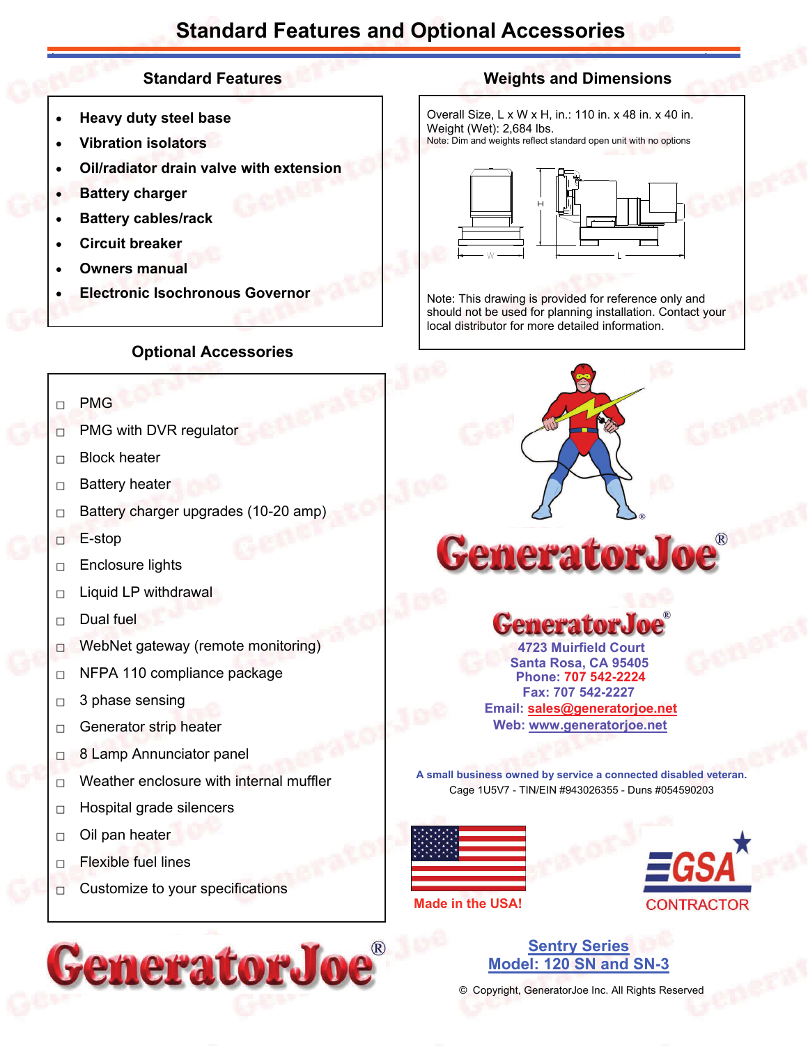# Standard Features and Optional Accessories

## Standard Features

- **Heavy duty steel base**
- **Vibration isolators**
- **Oil/radiator drain valve with extension**
- **Battery charger**
- **Battery cables/rack**
- **Circuit breaker**
- **Owners manual**
- **Electronic Isochronous Governor**

## Optional Accessories

- ☐ PMG
- ☐ PMG with DVR regulator
- ☐ Block heater
- ☐ Battery heater
- ☐ Battery charger upgrades (10-20 amp)
- ☐ E-stop
- ☐ Enclosure lights
- ☐ Liquid LP withdrawal
- ☐ Dual fuel
- ☐ WebNet gateway (remote monitoring)
- ☐ NFPA 110 compliance package
- ☐ 3 phase sensing
- ☐ Generator strip heater
- ☐ 8 Lamp Annunciator panel
- ☐ Weather enclosure with internal muffler
- ☐ Hospital grade silencers
- ☐ Oil pan heater
- ☐ Flexible fuel lines
- ☐ Customize to your specifications

GeneratorJoe®

## Weights and Dimensions

Overall Size, L x W x H, in.: 110 in. x 48 in. x 40 in.
Weight (Wet): 2,684 lbs.
Note: Dim and weights reflect standard open unit with no options

W H L

Note: This drawing is provided for reference only and should not be used for planning installation. Contact your local distributor for more detailed information.

GeneratorJoe®

GeneratorJoe®
4723 Muirfield Court
Santa Rosa, CA 95405
Phone: 707 542-2224
Fax: 707 542-2227
Email: sales@generatorjoe.net
Web: www.generatorjoe.net

A small business owned by service a connected disabled veteran.
Cage 1U5V7 - TIN/EIN #943026355 - Duns #054590203

Made in the USA!

GSA CONTRACTOR

**Sentry Series**
**Model: 120 SN and SN-3**

© Copyright, GeneratorJoe Inc. All Rights Reserved